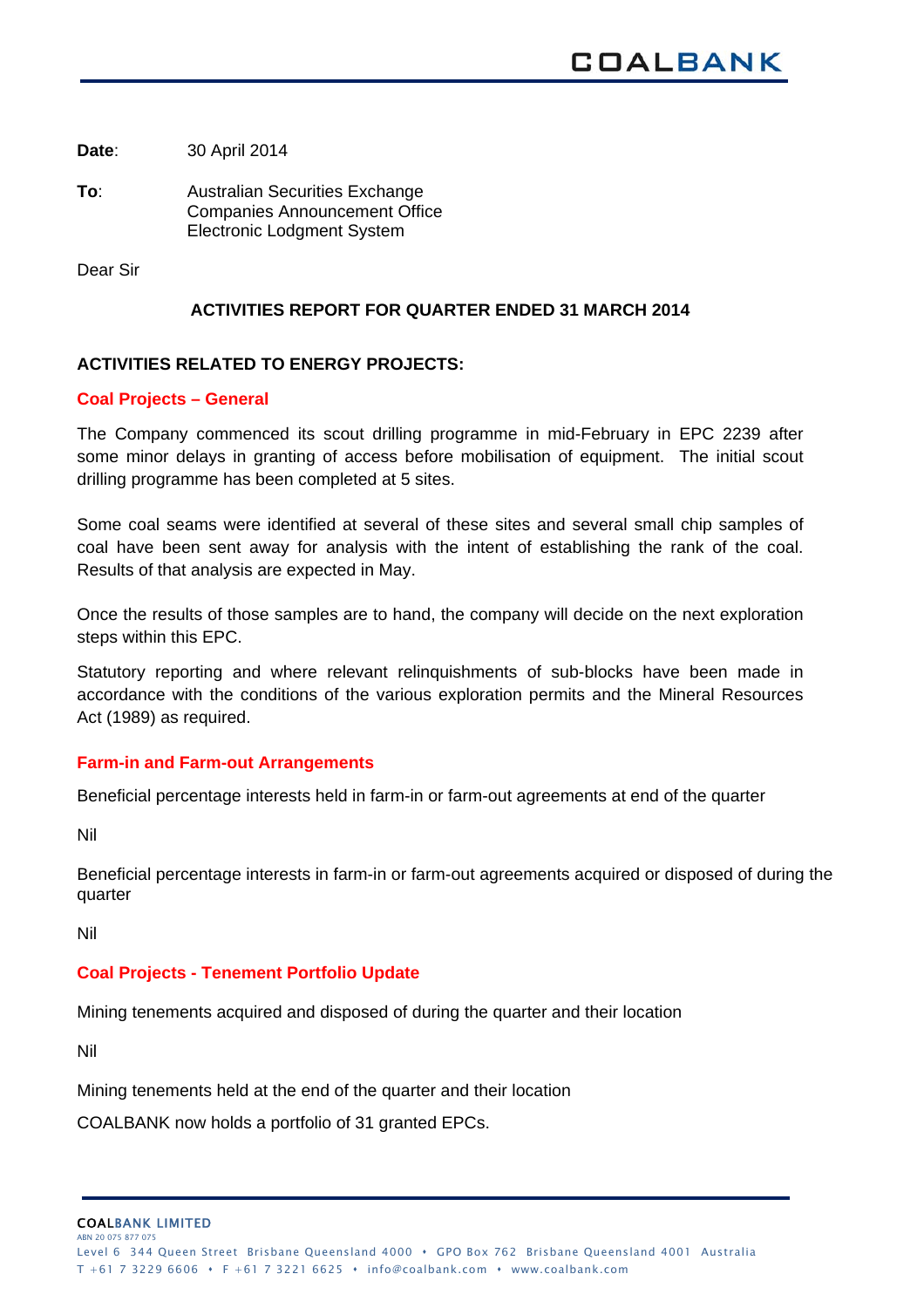**Date**: 30 April 2014

**To**: Australian Securities Exchange
Companies Announcement Office
Electronic Lodgment System

Dear Sir

## ACTIVITIES REPORT FOR QUARTER ENDED 31 MARCH 2014

### ACTIVITIES RELATED TO ENERGY PROJECTS:

#### Coal Projects – General

The Company commenced its scout drilling programme in mid-February in EPC 2239 after some minor delays in granting of access before mobilisation of equipment. The initial scout drilling programme has been completed at 5 sites.

Some coal seams were identified at several of these sites and several small chip samples of coal have been sent away for analysis with the intent of establishing the rank of the coal. Results of that analysis are expected in May.

Once the results of those samples are to hand, the company will decide on the next exploration steps within this EPC.

Statutory reporting and where relevant relinquishments of sub-blocks have been made in accordance with the conditions of the various exploration permits and the Mineral Resources Act (1989) as required.

#### Farm-in and Farm-out Arrangements

Beneficial percentage interests held in farm-in or farm-out agreements at end of the quarter

Nil

Beneficial percentage interests in farm-in or farm-out agreements acquired or disposed of during the quarter

Nil

#### Coal Projects - Tenement Portfolio Update

Mining tenements acquired and disposed of during the quarter and their location

Nil

Mining tenements held at the end of the quarter and their location

COALBANK now holds a portfolio of 31 granted EPCs.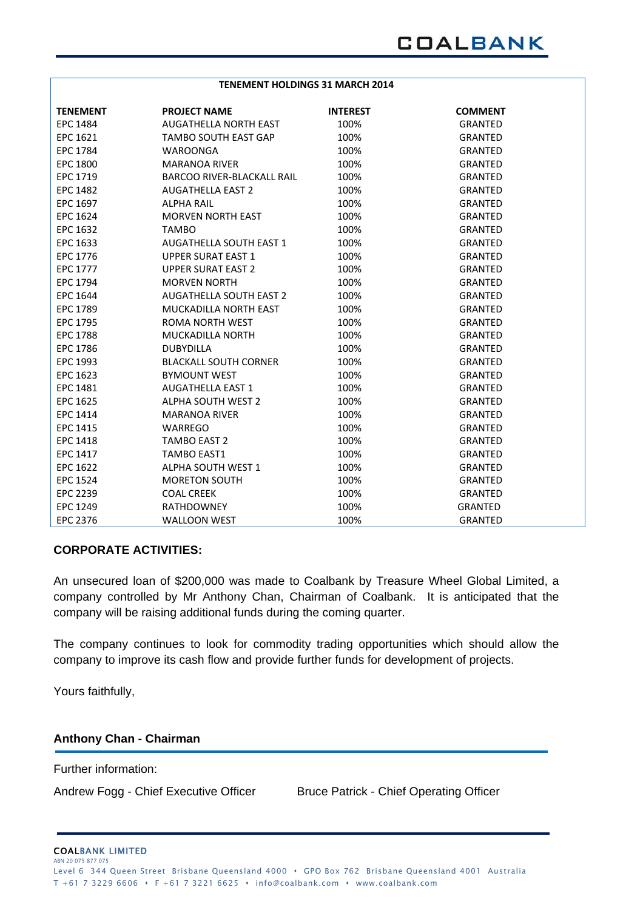| TENEMENT HOLDINGS 31 MARCH 2014 | | | |
|---|---|---|---|
| **TENEMENT** | **PROJECT NAME** | **INTEREST** | **COMMENT** |
| EPC 1484 | AUGATHELLA NORTH EAST | 100% | GRANTED |
| EPC 1621 | TAMBO SOUTH EAST GAP | 100% | GRANTED |
| EPC 1784 | WAROONGA | 100% | GRANTED |
| EPC 1800 | MARANOA RIVER | 100% | GRANTED |
| EPC 1719 | BARCOO RIVER-BLACKALL RAIL | 100% | GRANTED |
| EPC 1482 | AUGATHELLA EAST 2 | 100% | GRANTED |
| EPC 1697 | ALPHA RAIL | 100% | GRANTED |
| EPC 1624 | MORVEN NORTH EAST | 100% | GRANTED |
| EPC 1632 | TAMBO | 100% | GRANTED |
| EPC 1633 | AUGATHELLA SOUTH EAST 1 | 100% | GRANTED |
| EPC 1776 | UPPER SURAT EAST 1 | 100% | GRANTED |
| EPC 1777 | UPPER SURAT EAST 2 | 100% | GRANTED |
| EPC 1794 | MORVEN NORTH | 100% | GRANTED |
| EPC 1644 | AUGATHELLA SOUTH EAST 2 | 100% | GRANTED |
| EPC 1789 | MUCKADILLA NORTH EAST | 100% | GRANTED |
| EPC 1795 | ROMA NORTH WEST | 100% | GRANTED |
| EPC 1788 | MUCKADILLA NORTH | 100% | GRANTED |
| EPC 1786 | DUBYDILLA | 100% | GRANTED |
| EPC 1993 | BLACKALL SOUTH CORNER | 100% | GRANTED |
| EPC 1623 | BYMOUNT WEST | 100% | GRANTED |
| EPC 1481 | AUGATHELLA EAST 1 | 100% | GRANTED |
| EPC 1625 | ALPHA SOUTH WEST 2 | 100% | GRANTED |
| EPC 1414 | MARANOA RIVER | 100% | GRANTED |
| EPC 1415 | WARREGO | 100% | GRANTED |
| EPC 1418 | TAMBO EAST 2 | 100% | GRANTED |
| EPC 1417 | TAMBO EAST1 | 100% | GRANTED |
| EPC 1622 | ALPHA SOUTH WEST 1 | 100% | GRANTED |
| EPC 1524 | MORETON SOUTH | 100% | GRANTED |
| EPC 2239 | COAL CREEK | 100% | GRANTED |
| EPC 1249 | RATHDOWNEY | 100% | GRANTED |
| EPC 2376 | WALLOON WEST | 100% | GRANTED |

## CORPORATE ACTIVITIES:

An unsecured loan of $200,000 was made to Coalbank by Treasure Wheel Global Limited, a company controlled by Mr Anthony Chan, Chairman of Coalbank. It is anticipated that the company will be raising additional funds during the coming quarter.

The company continues to look for commodity trading opportunities which should allow the company to improve its cash flow and provide further funds for development of projects.

Yours faithfully,

**Anthony Chan - Chairman**

Further information:

Andrew Fogg - Chief Executive Officer

Bruce Patrick - Chief Operating Officer